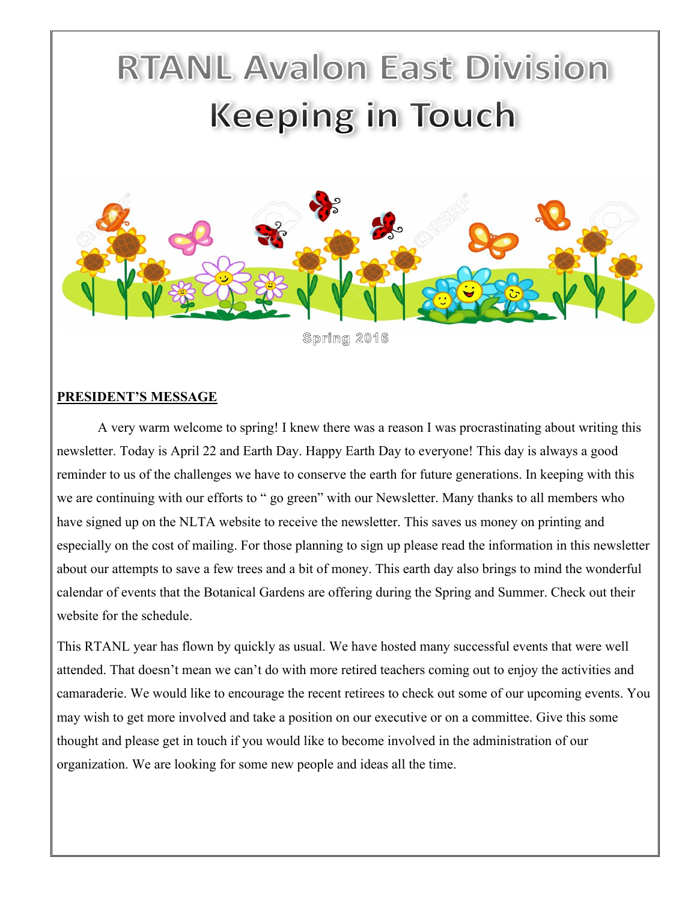# RTANL Avalon East Division
# Keeping in Touch

Spring 2016

## PRESIDENT'S MESSAGE

A very warm welcome to spring! I knew there was a reason I was procrastinating about writing this newsletter. Today is April 22 and Earth Day. Happy Earth Day to everyone! This day is always a good reminder to us of the challenges we have to conserve the earth for future generations. In keeping with this we are continuing with our efforts to " go green" with our Newsletter. Many thanks to all members who have signed up on the NLTA website to receive the newsletter. This saves us money on printing and especially on the cost of mailing. For those planning to sign up please read the information in this newsletter about our attempts to save a few trees and a bit of money. This earth day also brings to mind the wonderful calendar of events that the Botanical Gardens are offering during the Spring and Summer. Check out their website for the schedule.

This RTANL year has flown by quickly as usual. We have hosted many successful events that were well attended. That doesn't mean we can't do with more retired teachers coming out to enjoy the activities and camaraderie. We would like to encourage the recent retirees to check out some of our upcoming events. You may wish to get more involved and take a position on our executive or on a committee. Give this some thought and please get in touch if you would like to become involved in the administration of our organization. We are looking for some new people and ideas all the time.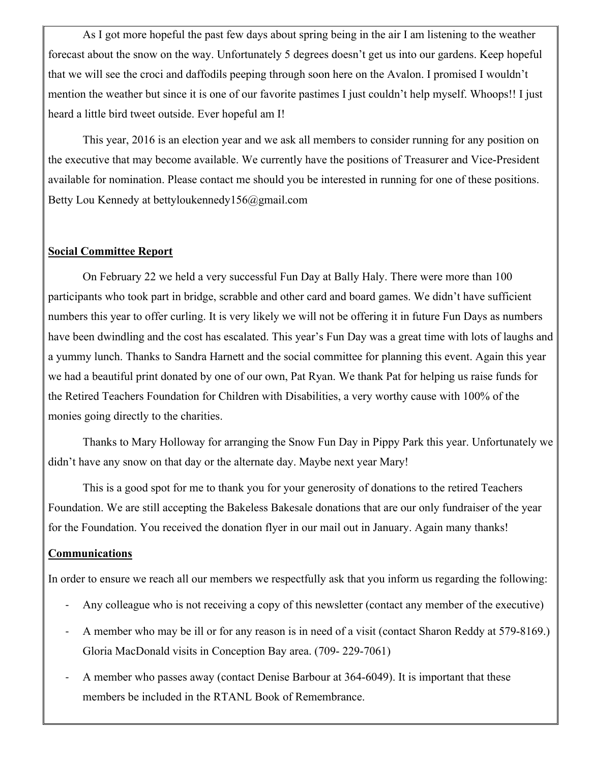As I got more hopeful the past few days about spring being in the air I am listening to the weather forecast about the snow on the way. Unfortunately 5 degrees doesn't get us into our gardens. Keep hopeful that we will see the croci and daffodils peeping through soon here on the Avalon. I promised I wouldn't mention the weather but since it is one of our favorite pastimes I just couldn't help myself. Whoops!! I just heard a little bird tweet outside. Ever hopeful am I!

This year, 2016 is an election year and we ask all members to consider running for any position on the executive that may become available. We currently have the positions of Treasurer and Vice-President available for nomination. Please contact me should you be interested in running for one of these positions. Betty Lou Kennedy at bettyloukennedy156@gmail.com

**Social Committee Report**

On February 22 we held a very successful Fun Day at Bally Haly. There were more than 100 participants who took part in bridge, scrabble and other card and board games. We didn't have sufficient numbers this year to offer curling. It is very likely we will not be offering it in future Fun Days as numbers have been dwindling and the cost has escalated. This year's Fun Day was a great time with lots of laughs and a yummy lunch. Thanks to Sandra Harnett and the social committee for planning this event. Again this year we had a beautiful print donated by one of our own, Pat Ryan. We thank Pat for helping us raise funds for the Retired Teachers Foundation for Children with Disabilities, a very worthy cause with 100% of the monies going directly to the charities.

Thanks to Mary Holloway for arranging the Snow Fun Day in Pippy Park this year. Unfortunately we didn't have any snow on that day or the alternate day. Maybe next year Mary!

This is a good spot for me to thank you for your generosity of donations to the retired Teachers Foundation. We are still accepting the Bakeless Bakesale donations that are our only fundraiser of the year for the Foundation. You received the donation flyer in our mail out in January. Again many thanks!

**Communications**

In order to ensure we reach all our members we respectfully ask that you inform us regarding the following:

- Any colleague who is not receiving a copy of this newsletter (contact any member of the executive)
- A member who may be ill or for any reason is in need of a visit (contact Sharon Reddy at 579-8169.) Gloria MacDonald visits in Conception Bay area. (709- 229-7061)
- A member who passes away (contact Denise Barbour at 364-6049). It is important that these members be included in the RTANL Book of Remembrance.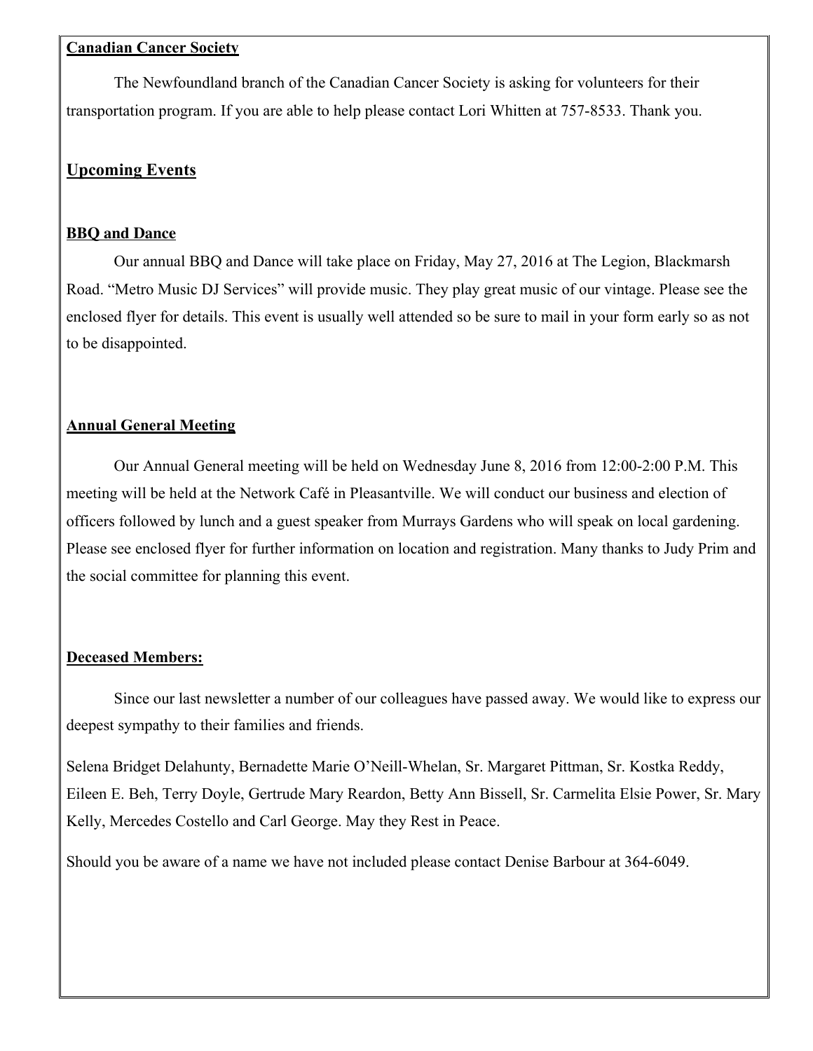## Canadian Cancer Society

The Newfoundland branch of the Canadian Cancer Society is asking for volunteers for their transportation program. If you are able to help please contact Lori Whitten at 757-8533. Thank you.

## Upcoming Events

### BBQ and Dance

Our annual BBQ and Dance will take place on Friday, May 27, 2016 at The Legion, Blackmarsh Road. "Metro Music DJ Services" will provide music. They play great music of our vintage. Please see the enclosed flyer for details. This event is usually well attended so be sure to mail in your form early so as not to be disappointed.

### Annual General Meeting

Our Annual General meeting will be held on Wednesday June 8, 2016 from 12:00-2:00 P.M. This meeting will be held at the Network Café in Pleasantville. We will conduct our business and election of officers followed by lunch and a guest speaker from Murrays Gardens who will speak on local gardening. Please see enclosed flyer for further information on location and registration. Many thanks to Judy Prim and the social committee for planning this event.

### Deceased Members:

Since our last newsletter a number of our colleagues have passed away. We would like to express our deepest sympathy to their families and friends.

Selena Bridget Delahunty, Bernadette Marie O'Neill-Whelan, Sr. Margaret Pittman, Sr. Kostka Reddy, Eileen E. Beh, Terry Doyle, Gertrude Mary Reardon, Betty Ann Bissell, Sr. Carmelita Elsie Power, Sr. Mary Kelly, Mercedes Costello and Carl George. May they Rest in Peace.

Should you be aware of a name we have not included please contact Denise Barbour at 364-6049.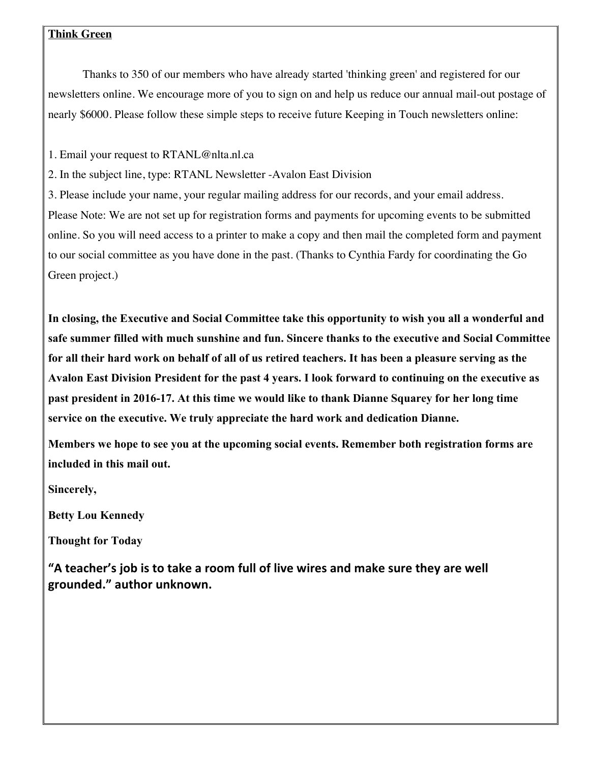**<u>Think Green</u>**

Thanks to 350 of our members who have already started 'thinking green' and registered for our newsletters online. We encourage more of you to sign on and help us reduce our annual mail-out postage of nearly $6000. Please follow these simple steps to receive future Keeping in Touch newsletters online:

1. Email your request to RTANL@nlta.nl.ca
2. In the subject line, type: RTANL Newsletter -Avalon East Division
3. Please include your name, your regular mailing address for our records, and your email address.

Please Note: We are not set up for registration forms and payments for upcoming events to be submitted online. So you will need access to a printer to make a copy and then mail the completed form and payment to our social committee as you have done in the past. (Thanks to Cynthia Fardy for coordinating the Go Green project.)

**In closing, the Executive and Social Committee take this opportunity to wish you all a wonderful and safe summer filled with much sunshine and fun. Sincere thanks to the executive and Social Committee for all their hard work on behalf of all of us retired teachers. It has been a pleasure serving as the Avalon East Division President for the past 4 years. I look forward to continuing on the executive as past president in 2016-17. At this time we would like to thank Dianne Squarey for her long time service on the executive. We truly appreciate the hard work and dedication Dianne.**

**Members we hope to see you at the upcoming social events. Remember both registration forms are included in this mail out.**

**Sincerely,**

**Betty Lou Kennedy**

**Thought for Today**

**"A teacher's job is to take a room full of live wires and make sure they are well grounded." author unknown.**